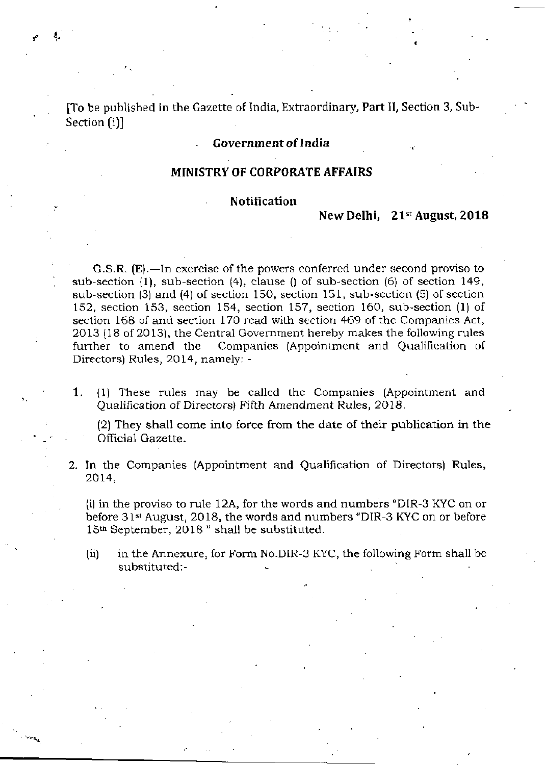[To be published in the Gazette of India, Extraordinary, Part II, Section 3, Sub-Section (i)]

**Government of India**

**MINISTRY OF CORPORATE AFFAIRS**

**Notification**

**New Delhi, 21st August, 2018**

G.S.R. (E).—In exercise of the powers conferred under second proviso to sub-section (1), sub-section (4), clause () of sub-section (6) of section 149, sub-section (3) and (4) of section 150, section 151, sub-section (5) of section 152, section 153, section 154, section 157, section 160, sub-section (1) of section 168 of and section 170 read with section 469 of the Companies Act, 2013 (18 of 2013), the Central Government hereby makes the following rules further to amend the Companies (Appointment and Qualification of Directors) Rules, 2014, namely: -

1. (1) These rules may be called the Companies (Appointment and Qualification of Directors) Fifth Amendment Rules, 2018.

   (2) They shall come into force from the date of their publication in the Official Gazette.

2. In the Companies (Appointment and Qualification of Directors) Rules, 2014,

   (i) in the proviso to rule 12A, for the words and numbers "DIR-3 KYC on or before 31st August, 2018, the words and numbers "DIR-3 KYC on or before 15th September, 2018 " shall be substituted.

   (ii) in the Annexure, for Form No.DIR-3 KYC, the following Form shall be substituted:-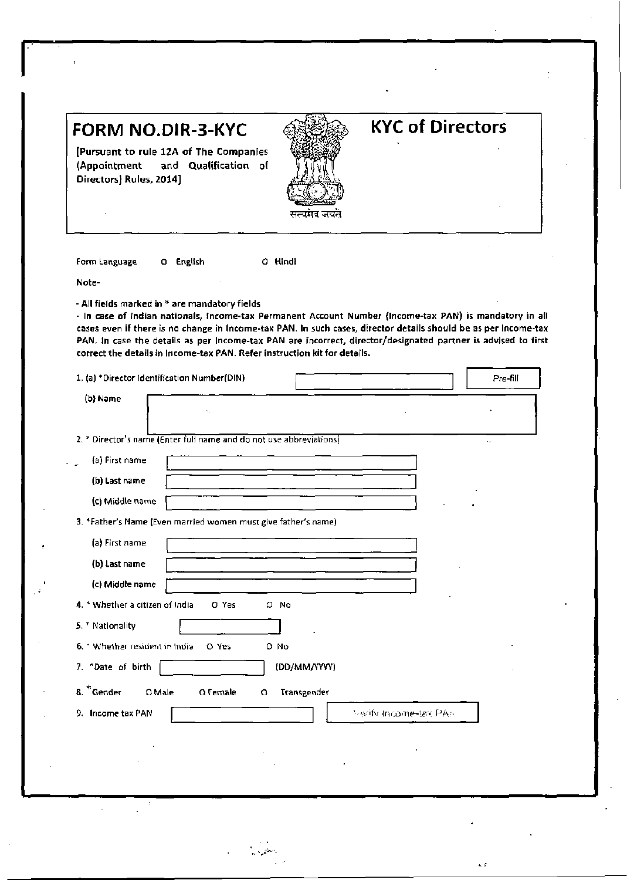# FORM NO.DIR-3-KYC

[Pursuant to rule 12A of The Companies (Appointment and Qualification of Directors) Rules, 2014]

सत्यमेव जयते

# KYC of Directors

Form Language  O English  O Hindi

Note-

- All fields marked in * are mandatory fields
- **In case of Indian nationals, Income-tax Permanent Account Number (Income-tax PAN) is mandatory in all cases even if there is no change in Income-tax PAN. In such cases, director details should be as per Income-tax PAN. In case the details as per Income-tax PAN are incorrect, director/designated partner is advised to first correct the details in Income-tax PAN. Refer instruction kit for details.**

1. (a) *Director Identification Number(DIN) [ ] Pre-fill

   (b) Name [ ]

2. * Director's name (Enter full name and do not use abbreviations)

   (a) First name [ ]

   (b) Last name [ ]

   (c) Middle name [ ]

3. *Father's Name (Even married women must give father's name)

   (a) First name [ ]

   (b) Last name [ ]

   (c) Middle name [ ]

4. * Whether a citizen of India  O Yes  O No

5. * Nationality [ ]

6. * Whether resident in India  O Yes  O No

7. *Date of birth [ ] (DD/MM/YYYY)

8. *Gender  O Male  O Female  O Transgender

9. Income tax PAN [ ] Verify Income-tax PAN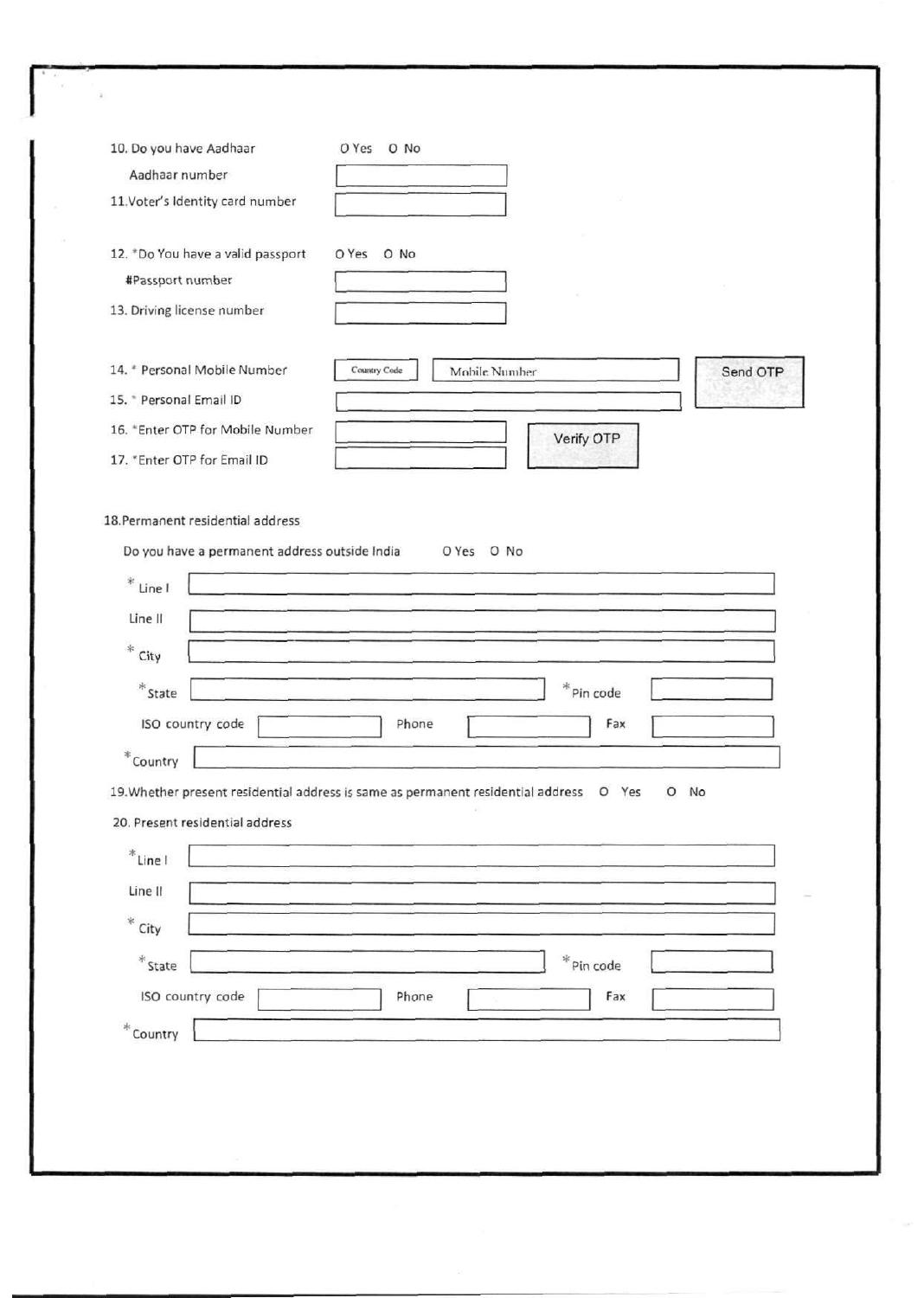10. Do you have Aadhaar  O Yes  O No

Aadhaar number

11.Voter's Identity card number

12. *Do You have a valid passport  O Yes  O No

#Passport number

13. Driving license number

14. * Personal Mobile Number  Country Code  Mobile Number  Send OTP

15. * Personal Email ID

16. *Enter OTP for Mobile Number  Verify OTP

17. *Enter OTP for Email ID

18.Permanent residential address

Do you have a permanent address outside India  O Yes  O No

*Line I

Line II

*City

*State  *Pin code

ISO country code  Phone  Fax

*Country

19.Whether present residential address is same as permanent residential address  O Yes  O No

20. Present residential address

*Line I

Line II

*City

*State  *Pin code

ISO country code  Phone  Fax

*Country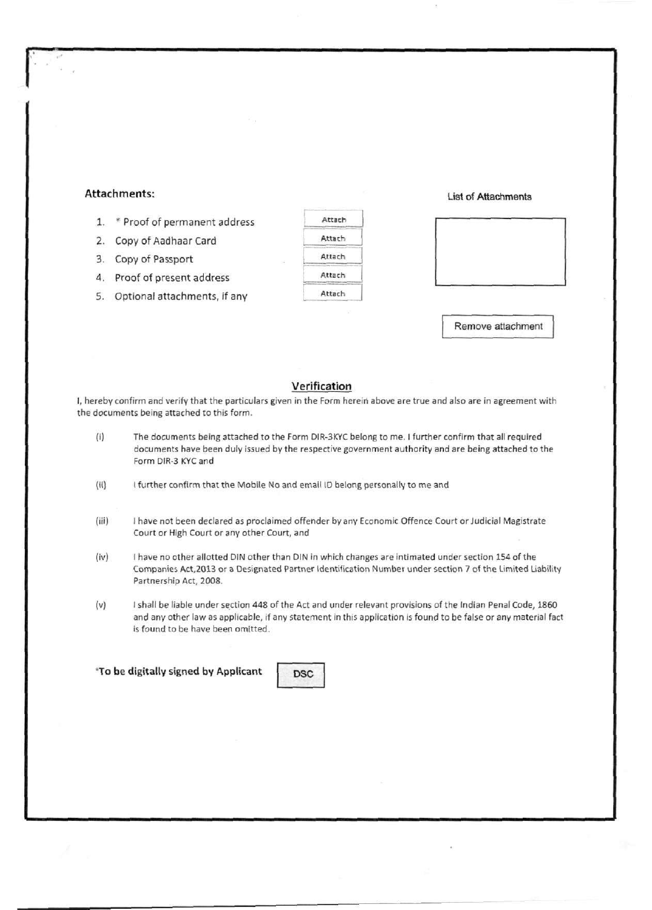**Attachments:**

1. * Proof of permanent address
2. Copy of Aadhaar Card
3. Copy of Passport
4. Proof of present address
5. Optional attachments, if any

Attach

Attach

Attach

Attach

Attach

List of Attachments

Remove attachment

## Verification

I, hereby confirm and verify that the particulars given in the Form herein above are true and also are in agreement with the documents being attached to this form.

(i) The documents being attached to the Form DIR-3KYC belong to me. I further confirm that all required documents have been duly issued by the respective government authority and are being attached to the Form DIR-3 KYC and

(ii) I further confirm that the Mobile No and email ID belong personally to me and

(iii) I have not been declared as proclaimed offender by any Economic Offence Court or Judicial Magistrate Court or High Court or any other Court, and

(iv) I have no other allotted DIN other than DIN in which changes are intimated under section 154 of the Companies Act,2013 or a Designated Partner Identification Number under section 7 of the Limited Liability Partnership Act, 2008.

(v) I shall be liable under section 448 of the Act and under relevant provisions of the Indian Penal Code, 1860 and any other law as applicable, if any statement in this application is found to be false or any material fact is found to be have been omitted.

***To be digitally signed by Applicant** DSC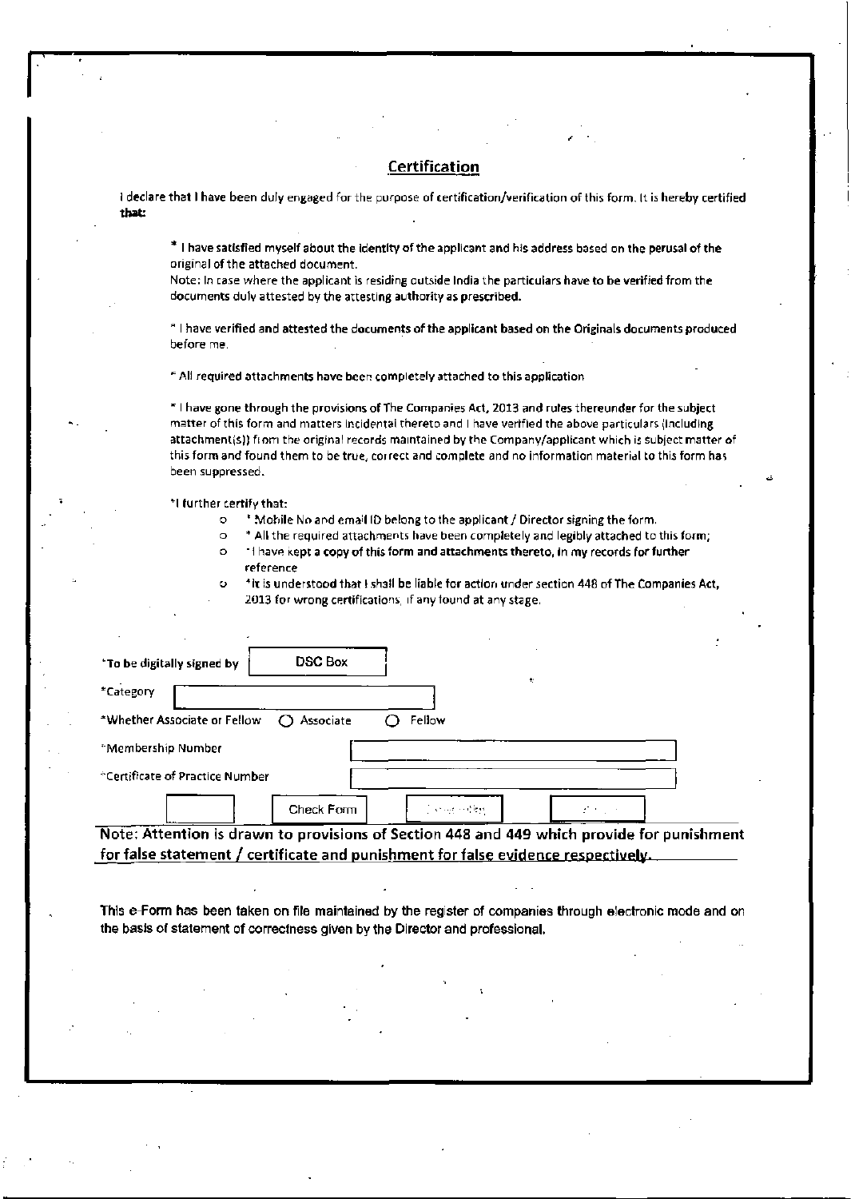## Certification

I declare that I have been duly engaged for the purpose of certification/verification of this form. It is hereby certified that:

* I have satisfied myself about the identity of the applicant and his address based on the perusal of the original of the attached document.
Note: In case where the applicant is residing outside India the particulars have to be verified from the documents duly attested by the attesting authority as prescribed.

* I have verified and attested the documents of the applicant based on the Originals documents produced before me.

* All required attachments have been completely attached to this application

* I have gone through the provisions of The Companies Act, 2013 and rules thereunder for the subject matter of this form and matters incidental thereto and I have verified the above particulars (including attachment(s)) from the original records maintained by the Company/applicant which is subject matter of this form and found them to be true, correct and complete and no information material to this form has been suppressed.

*I further certify that:

- * Mobile No and email ID belong to the applicant / Director signing the form.
- * All the required attachments have been completely and legibly attached to this form;
- * I have kept a copy of this form and attachments thereto, in my records for further reference
- * It is understood that I shall be liable for action under section 448 of The Companies Act, 2013 for wrong certifications, if any found at any stage.

*To be digitally signed by DSC Box

*Category

*Whether Associate or Fellow ○ Associate ○ Fellow

*Membership Number

*Certificate of Practice Number

Check Form

**Note: Attention is drawn to provisions of Section 448 and 449 which provide for punishment for false statement / certificate and punishment for false evidence respectively.**

**This e-Form has been taken on file maintained by the register of companies through electronic mode and on the basis of statement of correctness given by the Director and professional.**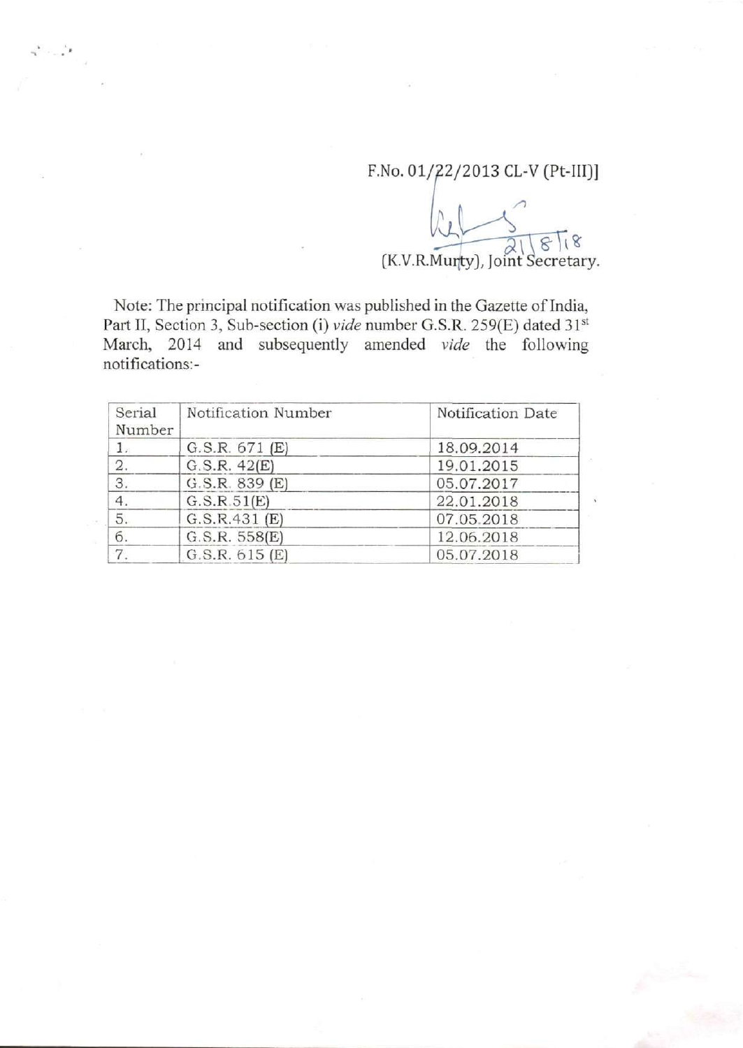F.No. 01/22/2013 CL-V (Pt-III)]

21/8/18

(K.V.R.Murty), Joint Secretary.

Note: The principal notification was published in the Gazette of India, Part II, Section 3, Sub-section (i) *vide* number G.S.R. 259(E) dated 31st March, 2014 and subsequently amended *vide* the following notifications:-

| Serial Number | Notification Number | Notification Date |
|---|---|---|
| 1. | G.S.R. 671 (E) | 18.09.2014 |
| 2. | G.S.R. 42(E) | 19.01.2015 |
| 3. | G.S.R. 839 (E) | 05.07.2017 |
| 4. | G.S.R.51(E) | 22.01.2018 |
| 5. | G.S.R.431 (E) | 07.05.2018 |
| 6. | G.S.R. 558(E) | 12.06.2018 |
| 7. | G.S.R. 615 (E) | 05.07.2018 |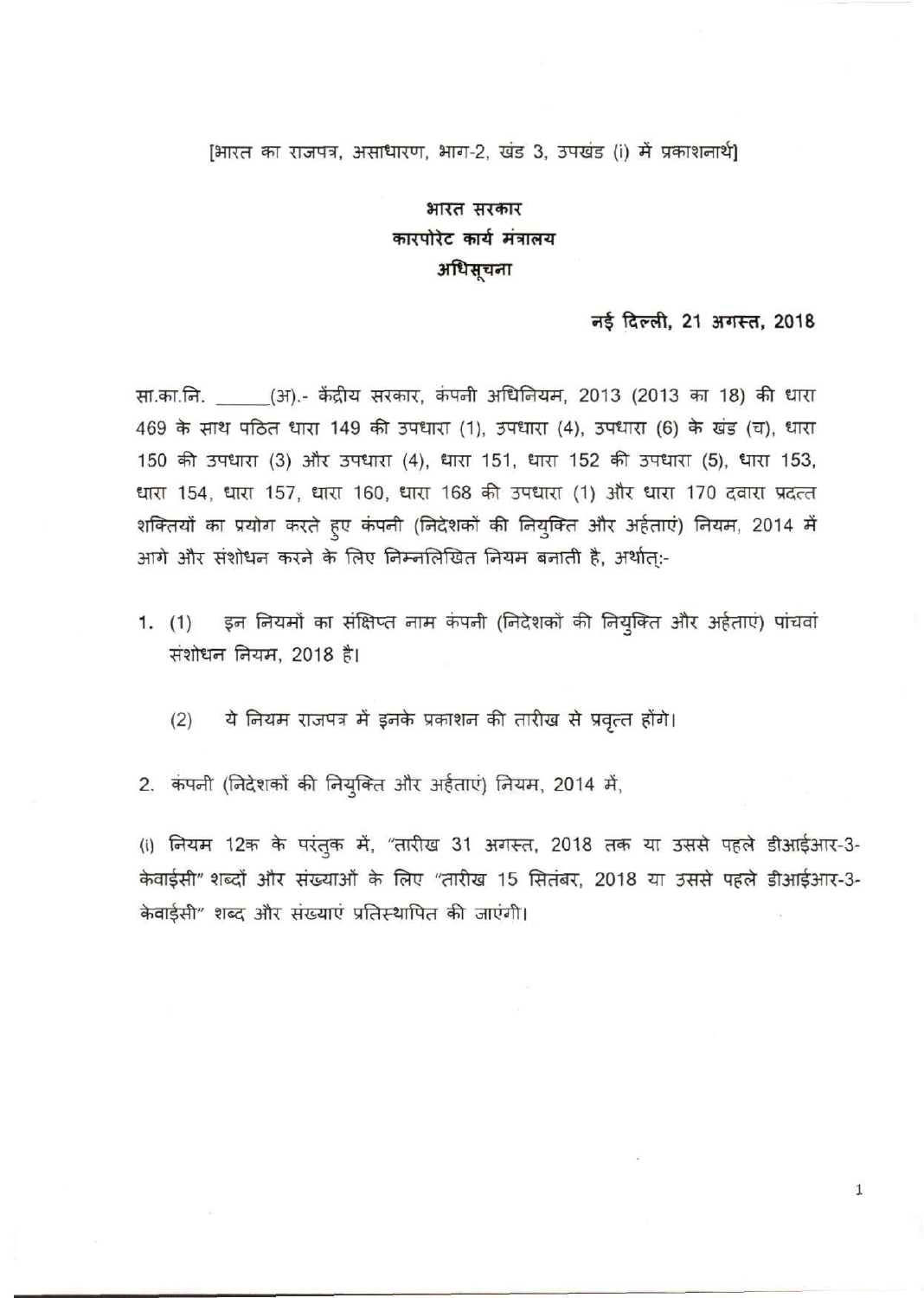[भारत का राजपत्र, असाधारण, भाग-2, खंड 3, उपखंड (i) में प्रकाशनार्थ]

# भारत सरकार
## कारपोरेट कार्य मंत्रालय
## अधिसूचना

**नई दिल्ली, 21 अगस्त, 2018**

सा.का.नि. ______(अ).- केंद्रीय सरकार, कंपनी अधिनियम, 2013 (2013 का 18) की धारा 469 के साथ पठित धारा 149 की उपधारा (1), उपधारा (4), उपधारा (6) के खंड (च), धारा 150 की उपधारा (3) और उपधारा (4), धारा 151, धारा 152 की उपधारा (5), धारा 153, धारा 154, धारा 157, धारा 160, धारा 168 की उपधारा (1) और धारा 170 दवारा प्रदत्त शक्तियों का प्रयोग करते हुए कंपनी (निदेशकों की नियुक्ति और अर्हताएं) नियम, 2014 में आगे और संशोधन करने के लिए निम्नलिखित नियम बनाती है, अर्थात्:-

1. (1) इन नियमों का संक्षिप्त नाम कंपनी (निदेशकों की नियुक्ति और अर्हताएं) पांचवां संशोधन नियम, 2018 है।

   (2) ये नियम राजपत्र में इनके प्रकाशन की तारीख से प्रवृत्त होंगे।

2. कंपनी (निदेशकों की नियुक्ति और अर्हताएं) नियम, 2014 में,

(i) नियम 12क के परंतुक में, "तारीख 31 अगस्त, 2018 तक या उससे पहले डीआईआर-3-केवाईसी" शब्दों और संख्याओं के लिए "तारीख 15 सितंबर, 2018 या उससे पहले डीआईआर-3-केवाईसी" शब्द और संख्याएं प्रतिस्थापित की जाएंगी।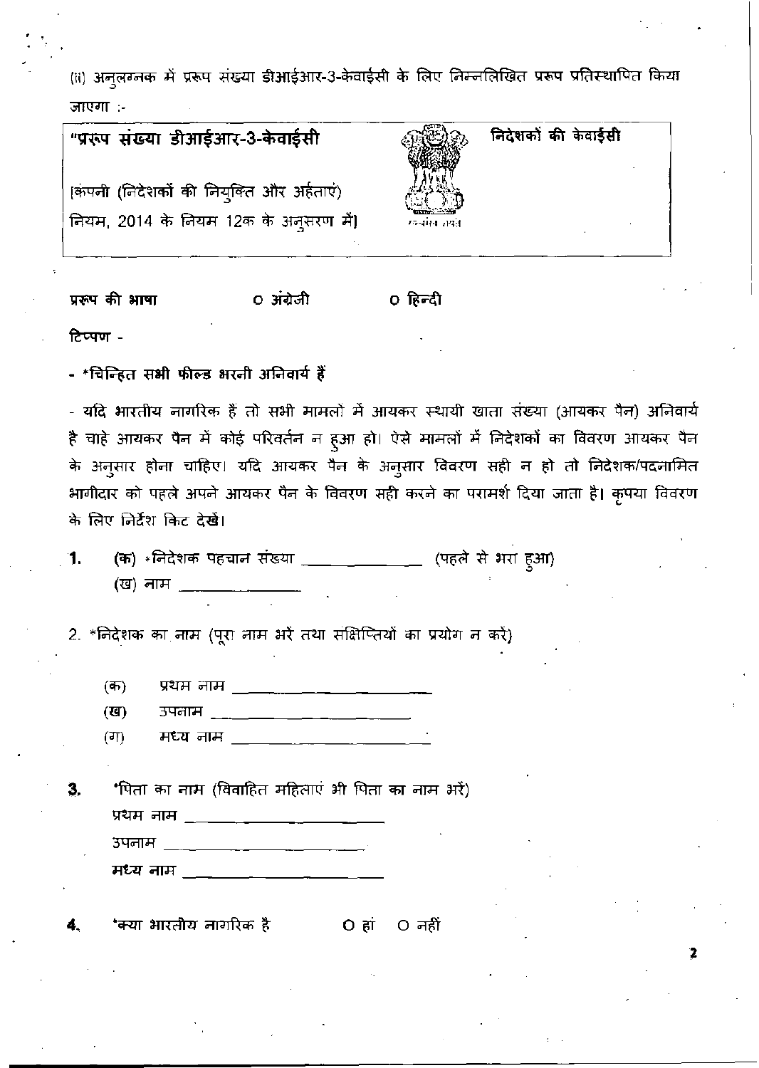(ii) अनुलग्नक में प्ररूप संख्या डीआईआर-3-केवाईसी के लिए निम्नलिखित प्ररूप प्रतिस्थापित किया जाएगा :-

| "प्ररूप संख्या डीआईआर-3-केवाईसी<br><br>[कंपनी (निदेशकों की नियुक्ति और अर्हताएं) नियम, 2014 के नियम 12क के अनुसरण में] | सत्यमेव जयते | निदेशकों की केवाईसी |
|---|---|---|

**प्ररूप की भाषा** ○ अंग्रेजी ○ हिन्दी

**टिप्पण -**

**- *चिन्हित सभी फील्ड भरनी अनिवार्य हैं**

- यदि भारतीय नागरिक हैं तो सभी मामलों में आयकर स्थायी खाता संख्या (आयकर पैन) अनिवार्य है चाहे आयकर पैन में कोई परिवर्तन न हुआ हो। ऐसे मामलों में निदेशकों का विवरण आयकर पैन के अनुसार होना चाहिए। यदि आयकर पैन के अनुसार विवरण सही न हो तो निदेशक/पदनामित भागीदार को पहले अपने आयकर पैन के विवरण सही करने का परामर्श दिया जाता है। कृपया विवरण के लिए निर्देश किट देखें।

1. (क) *निदेशक पहचान संख्या ______________ (पहले से भरा हुआ)
   (ख) नाम ______________

2. *निदेशक का नाम (पूरा नाम भरें तथा संक्षिप्तियों का प्रयोग न करें)

   (क) प्रथम नाम ______________________
   (ख) उपनाम ______________________
   (ग) मध्य नाम ______________________

3. *पिता का नाम (विवाहित महिलाएं भी पिता का नाम भरें)
   प्रथम नाम ______________________
   उपनाम ______________________
   मध्य नाम ______________________

4. *क्या भारतीय नागरिक है ○ हां ○ नहीं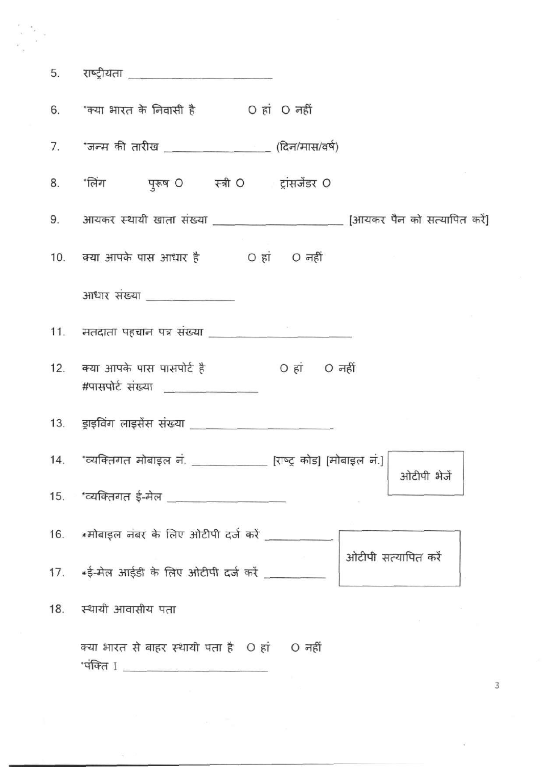5. राष्ट्रीयता ______________________

6. *क्या भारत के निवासी है O हां O नहीं

7. *जन्म की तारीख ______________ (दिन/मास/वर्ष)

8. *लिंग पुरूष O स्त्री O ट्रांसजेंडर O

9. आयकर स्थायी खाता संख्या __________________ [आयकर पैन को सत्यापित करें]

10. क्या आपके पास आधार है O हां O नहीं

    आधार संख्या ____________

11. मतदाता पहचान पत्र संख्या ____________________

12. क्या आपके पास पासपोर्ट है O हां O नहीं
    #पासपोर्ट संख्या ____________

13. ड्राइविंग लाइसेंस संख्या ____________________

14. *व्यक्तिगत मोबाइल नं. __________ [राष्ट्र कोड] [मोबाइल नं.] [ओटीपी भेजें]

15. *व्यक्तिगत ई-मेल ________________

16. *मोबाइल नंबर के लिए ओटीपी दर्ज करें ________

17. *ई-मेल आईडी के लिए ओटीपी दर्ज करें ________ [ओटीपी सत्यापित करें]

18. स्थायी आवासीय पता

    क्या भारत से बाहर स्थायी पता है O हां O नहीं
    *पंक्ति I ____________________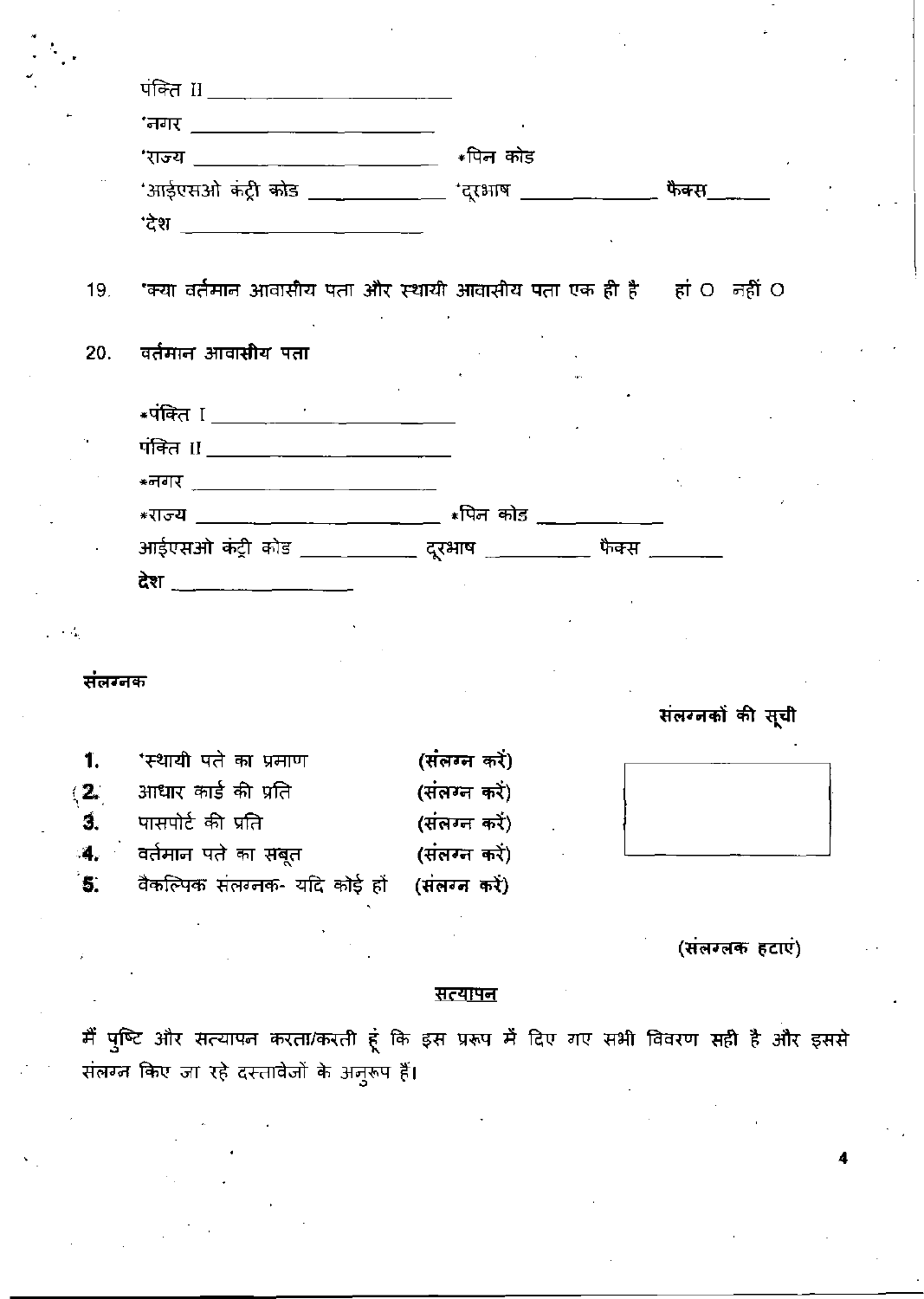पंक्ति II ____________________

*नगर ____________________

*राज्य ____________________ *पिन कोड

*आईएसओ कंट्री कोड ____________ *दूरभाष ____________ फैक्स______

*देश ____________________

19. *क्या वर्तमान आवासीय पता और स्थायी आवासीय पता एक ही है  हां O  नहीं O

20. वर्तमान आवासीय पता

*पंक्ति I ____________________

पंक्ति II ____________________

*नगर ____________________

*राज्य ____________________ *पिन कोड ____________

आईएसओ कंट्री कोड ____________ दूरभाष ____________ फैक्स ________

देश ________________

**संलग्नक**

**संलग्नकों की सूची**

1. *स्थायी पते का प्रमाण (संलग्न करें)
2. आधार कार्ड की प्रति (संलग्न करें)
3. पासपोर्ट की प्रति (संलग्न करें)
4. वर्तमान पते का सबूत (संलग्न करें)
5. वैकल्पिक संलग्नक- यदि कोई हों (संलग्न करें)

(संलग्लक हटाएं)

**सत्यापन**

मैं पुष्टि और सत्यापन करता/करती हूं कि इस प्ररूप में दिए गए सभी विवरण सही है और इससे संलग्न किए जा रहे दस्तावेजों के अनुरूप हैं।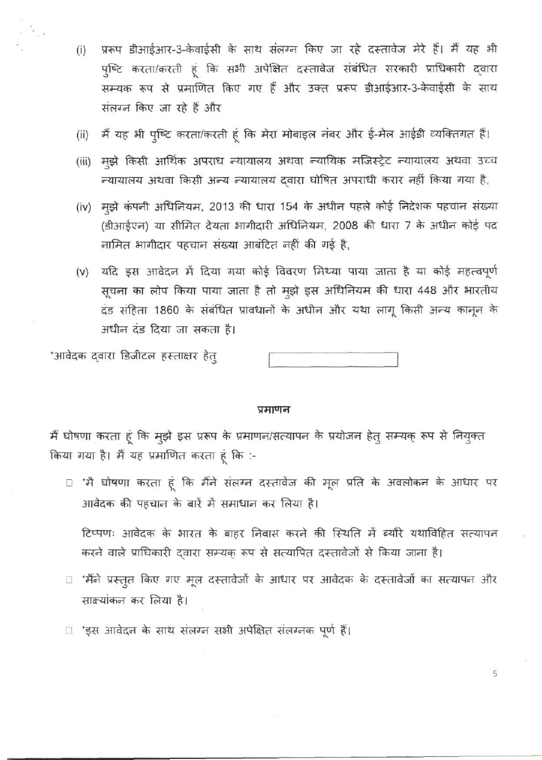(i) प्ररूप डीआईआर-3-केवाईसी के साथ संलग्न किए जा रहे दस्तावेज मेरे हैं। मैं यह भी पुष्टि करता/करती हूं कि सभी अपेक्षित दस्तावेज संबंधित सरकारी प्राधिकारी द्वारा सम्यक रूप से प्रमाणित किए गए हैं और उक्त प्ररूप डीआईआर-3-केवाईसी के साथ संलग्न किए जा रहे हैं और

(ii) मैं यह भी पुष्टि करता/करती हूं कि मेरा मोबाइल नंबर और ई-मेल आईडी व्यक्तिगत हैं।

(iii) मुझे किसी आर्थिक अपराध न्यायालय अथवा न्यायिक मजिस्ट्रेट न्यायालय अथवा उच्च न्यायालय अथवा किसी अन्य न्यायालय द्वारा घोषित अपराधी करार नहीं किया गया है,

(iv) मुझे कंपनी अधिनियम, 2013 की धारा 154 के अधीन पहले कोई निदेशक पहचान संख्या (डीआईएन) या सीमित देयता भागीदारी अधिनियम, 2008 की धारा 7 के अधीन कोई पद नामित भागीदार पहचान संख्या आबंटित नहीं की गई है,

(v) यदि इस आवेदन में दिया गया कोई विवरण मिथ्या पाया जाता है या कोई महत्वपूर्ण सूचना का लोप किया पाया जाता है तो मुझे इस अधिनियम की धारा 448 और भारतीय दंड संहिता 1860 के संबंधित प्रावधानों के अधीन और यथा लागू किसी अन्य कानून के अधीन दंड दिया जा सकता है।

*आवेदक द्वारा डिजीटल हस्ताक्षर हेतु

### प्रमाणन

मैं घोषणा करता हूं कि मुझे इस प्ररूप के प्रमाणन/सत्यापन के प्रयोजन हेतु सम्यक् रूप से नियुक्त किया गया है। मैं यह प्रमाणित करता हूं कि :-

☐ *मै घोषणा करता हूं कि मैंने संलग्न दस्तावेज की मूल प्रति के अवलोकन के आधार पर आवेदक की पहचान के बारे में समाधान कर लिया है।

टिप्पणः आवेदक के भारत के बाहर निवास करने की स्थिति में ब्यौरे यथाविहित सत्यापन करने वाले प्राधिकारी द्वारा सम्यक् रूप से सत्यापित दस्तावेजों से किया जाना है।

☐ *मैंने प्रस्तुत किए गए मूल दस्तावेजों के आधार पर आवेदक के दस्तावेजों का सत्यापन और साक्ष्यांकन कर लिया है।

☐ *इस आवेदन के साथ संलग्न सभी अपेक्षित संलग्नक पूर्ण हैं।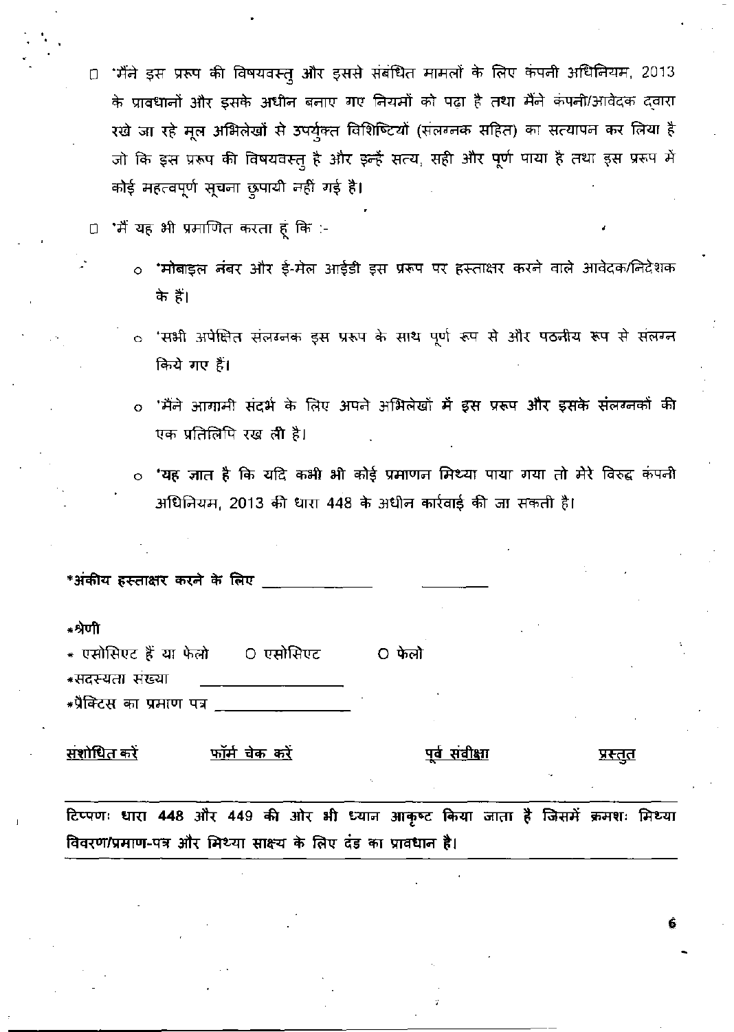☐ *मैंने इस प्ररूप की विषयवस्तु और इससे संबंधित मामलों के लिए कंपनी अधिनियम, 2013 के प्रावधानों और इसके अधीन बनाए गए नियमों को पढ़ा है तथा मैंने कंपनी/आवेदक द्वारा रखे जा रहे मूल अभिलेखों से उपर्युक्त विशिष्टियों (संलग्नक सहित) का सत्यापन कर लिया है जो कि इस प्ररूप की विषयवस्तु है और इन्हें सत्य, सही और पूर्ण पाया है तथा इस प्ररूप में कोई महत्वपूर्ण सूचना छुपायी नहीं गई है।

☐ *मैं यह भी प्रमाणित करता हूं कि :-

- *मोबाइल नंबर और ई-मेल आईडी इस प्ररूप पर हस्ताक्षर करने वाले आवेदक/निदेशक के हैं।
- *सभी अपेक्षित संलग्नक इस प्ररूप के साथ पूर्ण रूप से और पठनीय रूप से संलग्न किये गए हैं।
- *मैंने आगामी संदर्भ के लिए अपने अभिलेखों में इस प्ररूप और इसके संलग्नकों की एक प्रतिलिपि रख ली है।
- *यह ज्ञात है कि यदि कभी भी कोई प्रमाणन मिथ्या पाया गया तो मेरे विरुद्ध कंपनी अधिनियम, 2013 की धारा 448 के अधीन कार्रवाई की जा सकती है।

*अंकीय हस्ताक्षर करने के लिए ______________ __________

*श्रेणी

* एसोसिएट हैं या फेलो ○ एसोसिएट ○ फेलो

*सदस्यता संख्या ________________

*प्रैक्टिस का प्रमाण पत्र ________________

संशोधित करें फॉर्म चेक करें पूर्व संवीक्षा प्रस्तुत

**टिप्पणः धारा 448 और 449 की ओर भी ध्यान आकृष्ट किया जाता है जिसमें क्रमशः मिथ्या विवरण/प्रमाण-पत्र और मिथ्या साक्ष्य के लिए दंड का प्रावधान है।**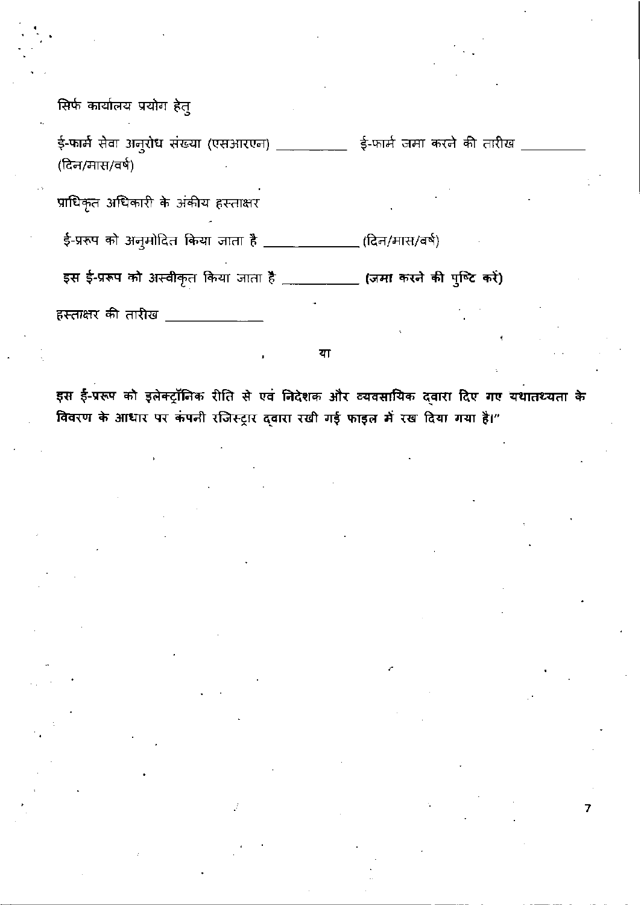सिर्फ कार्यालय प्रयोग हेतु

ई-फार्म सेवा अनुरोध संख्या (एसआरएन) __________ ई-फार्म जमा करने की तारीख __________ (दिन/मास/वर्ष)

प्राधिकृत अधिकारी के अंकीय हस्ताक्षर

ई-प्ररूप को अनुमोदित किया जाता है ______________ (दिन/मास/वर्ष)

**इस ई-प्ररूप** को अस्वीकृत किया जाता है __________ **(जमा करने की पुष्टि करें)**

हस्ताक्षर की तारीख ______________

या

**इस ई-प्ररूप को इलेक्ट्रॉनिक रीति से एवं निदेशक और व्यवसायिक द्वारा दिए गए यथातथ्यता के विवरण के आधार पर कंपनी रजिस्ट्रार द्वारा रखी गई फाइल में रख दिया गया है।"**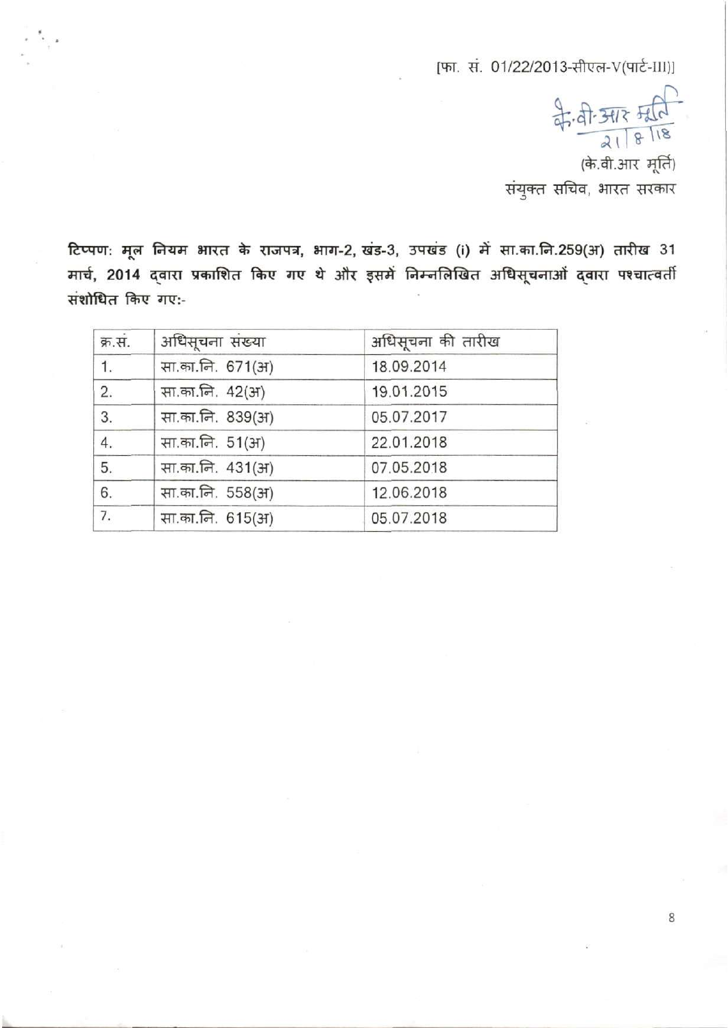[फा. सं. 01/22/2013-सीएल-V(पार्ट-III)]

के.वी.आर मूर्ति
21/8/18

(के.वी.आर मूर्ति)
संयुक्त सचिव, भारत सरकार

**टिप्पण: मूल नियम भारत के राजपत्र, भाग-2, खंड-3, उपखंड (i) में सा.का.नि.259(अ) तारीख 31 मार्च, 2014 द्वारा प्रकाशित किए गए थे और इसमें निम्नलिखित अधिसूचनाओं द्वारा पश्चात्वर्ती संशोधित किए गए:-**

| क्र.सं. | अधिसूचना संख्या | अधिसूचना की तारीख |
|---|---|---|
| 1. | सा.का.नि. 671(अ) | 18.09.2014 |
| 2. | सा.का.नि. 42(अ) | 19.01.2015 |
| 3. | सा.का.नि. 839(अ) | 05.07.2017 |
| 4. | सा.का.नि. 51(अ) | 22.01.2018 |
| 5. | सा.का.नि. 431(अ) | 07.05.2018 |
| 6. | सा.का.नि. 558(अ) | 12.06.2018 |
| 7. | सा.का.नि. 615(अ) | 05.07.2018 |